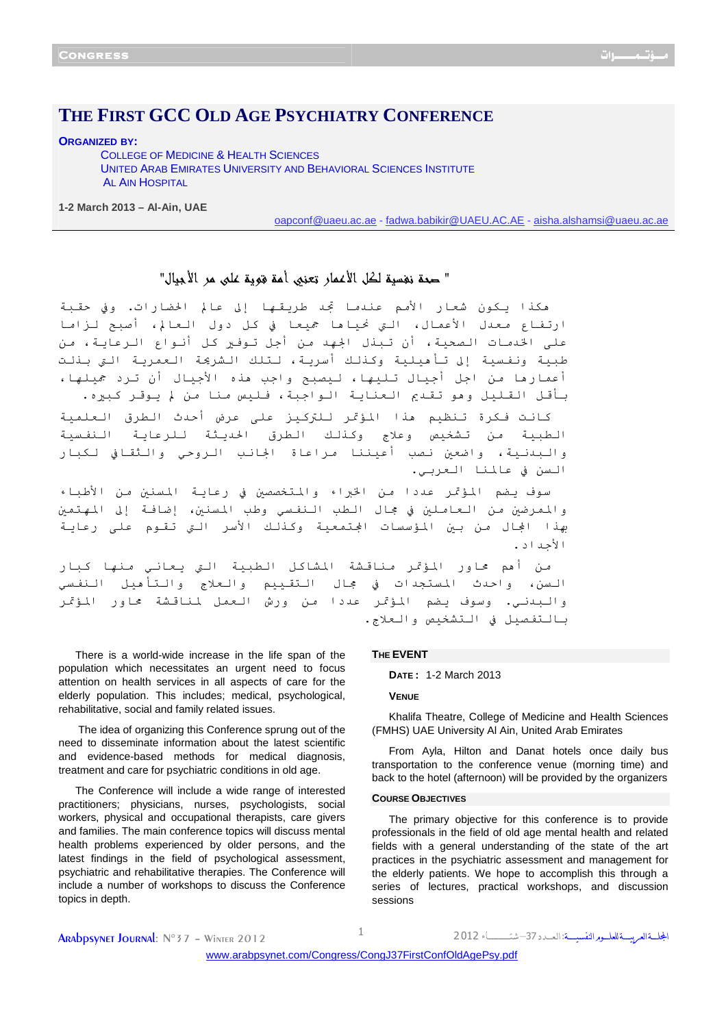# THE FIRST GCC OLD AGE PSYCHIATRY CONFERENCE

**ORGANIZED BY:**

COLLEGE OF MEDICINE & HEALTH SCIENCES
UNITED ARAB EMIRATES UNIVERSITY AND BEHAVIORAL SCIENCES INSTITUTE
AL AIN HOSPITAL

**1-2 March 2013 – Al-Ain, UAE**

oapconf@uaeu.ac.ae - fadwa.babikir@UAEU.AC.AE - aisha.alshamsi@uaeu.ac.ae

## " صحة نفسية لكل الأعمار تعني أمة قوية على مر الأجيال"

هكذا يكون شعار الأمم عندما تجد طريقها إلى عالم الحضارات. وفي حقبة ارتفاع معدل الأعمار، التي نحياها جميعا في كل دول العالم، أصبح لزاما على الخدمات الصحية، أن تبذل الجهد من أجل توفير كل أنواع الرعاية، من طبية ونفسية إلى تأهيلية وكذلك أسرية، لتلك الشريحة العمرية التي بذلت أعمارها من اجل أجيال تليها، ليصبح واجب هذه الأجيال أن ترد جميلها، بأقل القليل وهو تقديم العناية الواجبة، فليس منا من لم يوقر كبيره.

كانت فكرة تنظيم هذا المؤتمر للتركيز على عرض أحدث الطرق العلمية الطبية من تشخيص وعلاج وكذلك الطرق الحديثة للرعاية النفسية والبدنية، واضعين نصب أعيننا مراعاة الجانب الروحي والثقافي لكبار السن في عالمنا العربي.

سوف يضم المؤتمر عددا من الخبراء والمتخصصين في رعاية المسنين من الأطباء والممرضين من العاملين في مجال الطب النفسي وطب المسنين، إضافة إلى المهتمين بهذا المجال من بين المؤسسات المجتمعية وكذلك الأسر التي تقوم على رعاية الأجداد.

من أهم محاور المؤتمر مناقشة المشاكل الطبية التي يعاني منها كبار السن، واحدث المستجدات في مجال التقييم والعلاج والتأهيل النفسي والبدني. وسوف يضم المؤتمر عددا من ورش العمل لمناقشة محاور المؤتمر بالتفصيل في التشخيص والعلاج.

There is a world-wide increase in the life span of the population which necessitates an urgent need to focus attention on health services in all aspects of care for the elderly population. This includes; medical, psychological, rehabilitative, social and family related issues.

The idea of organizing this Conference sprung out of the need to disseminate information about the latest scientific and evidence-based methods for medical diagnosis, treatment and care for psychiatric conditions in old age.

The Conference will include a wide range of interested practitioners; physicians, nurses, psychologists, social workers, physical and occupational therapists, care givers and families. The main conference topics will discuss mental health problems experienced by older persons, and the latest findings in the field of psychological assessment, psychiatric and rehabilitative therapies. The Conference will include a number of workshops to discuss the Conference topics in depth.

### THE EVENT

**DATE:** 1-2 March 2013

**VENUE**

Khalifa Theatre, College of Medicine and Health Sciences (FMHS) UAE University Al Ain, United Arab Emirates

From Ayla, Hilton and Danat hotels once daily bus transportation to the conference venue (morning time) and back to the hotel (afternoon) will be provided by the organizers

### COURSE OBJECTIVES

The primary objective for this conference is to provide professionals in the field of old age mental health and related fields with a general understanding of the state of the art practices in the psychiatric assessment and management for the elderly patients. We hope to accomplish this through a series of lectures, practical workshops, and discussion sessions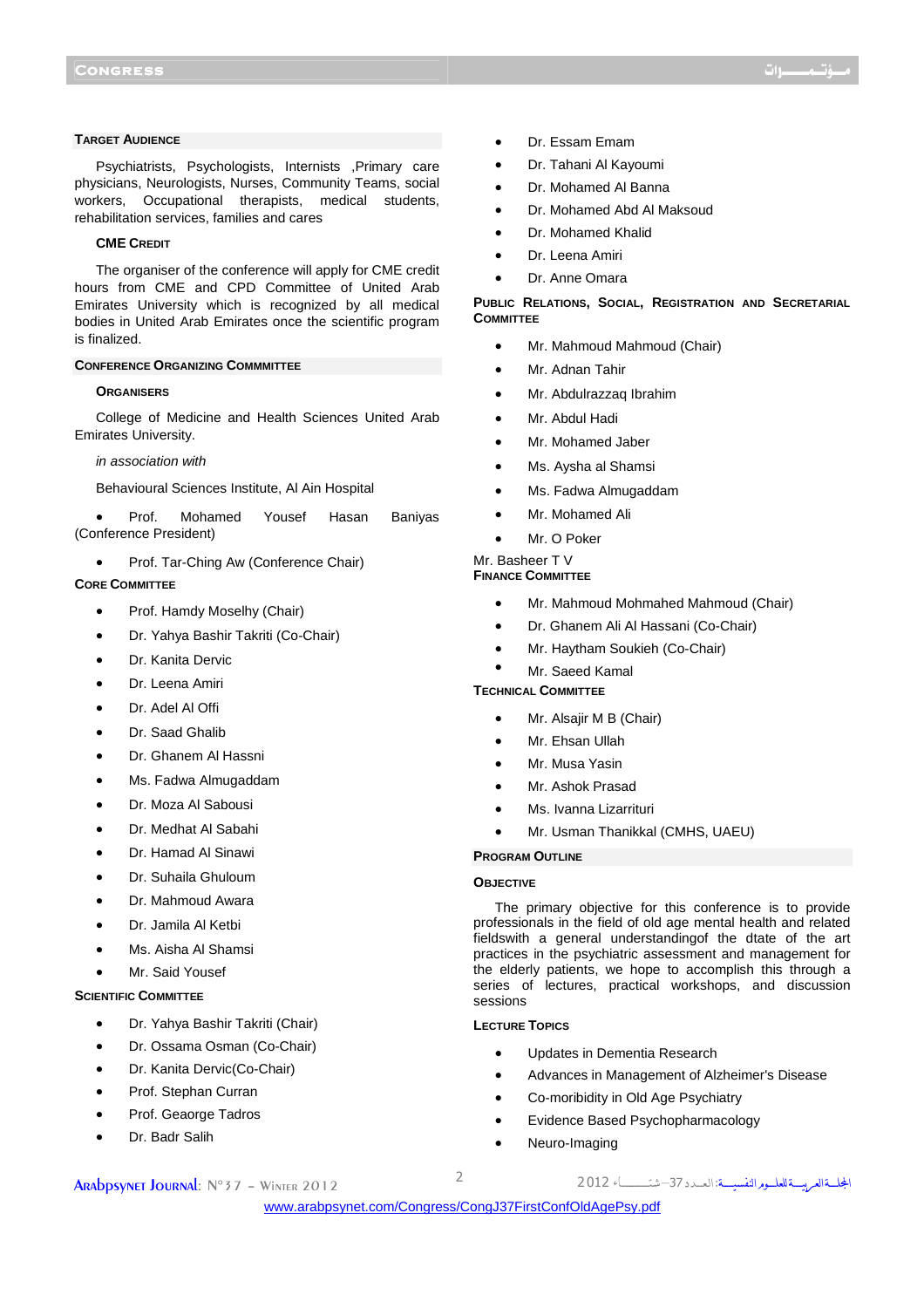## Target Audience

Psychiatrists, Psychologists, Internists ,Primary care physicians, Neurologists, Nurses, Community Teams, social workers, Occupational therapists, medical students, rehabilitation services, families and cares

### CME Credit

The organiser of the conference will apply for CME credit hours from CME and CPD Committee of United Arab Emirates University which is recognized by all medical bodies in United Arab Emirates once the scientific program is finalized.

## Conference Organizing Commmittee

### Organisers

College of Medicine and Health Sciences United Arab Emirates University.

*in association with*

Behavioural Sciences Institute, Al Ain Hospital

- Prof. Mohamed Yousef Hasan Baniyas (Conference President)
- Prof. Tar-Ching Aw (Conference Chair)

### Core Committee

- Prof. Hamdy Moselhy (Chair)
- Dr. Yahya Bashir Takriti (Co-Chair)
- Dr. Kanita Dervic
- Dr. Leena Amiri
- Dr. Adel Al Offi
- Dr. Saad Ghalib
- Dr. Ghanem Al Hassni
- Ms. Fadwa Almugaddam
- Dr. Moza Al Sabousi
- Dr. Medhat Al Sabahi
- Dr. Hamad Al Sinawi
- Dr. Suhaila Ghuloum
- Dr. Mahmoud Awara
- Dr. Jamila Al Ketbi
- Ms. Aisha Al Shamsi
- Mr. Said Yousef

### Scientific Committee

- Dr. Yahya Bashir Takriti (Chair)
- Dr. Ossama Osman (Co-Chair)
- Dr. Kanita Dervic(Co-Chair)
- Prof. Stephan Curran
- Prof. Geaorge Tadros
- Dr. Badr Salih
- Dr. Essam Emam
- Dr. Tahani Al Kayoumi
- Dr. Mohamed Al Banna
- Dr. Mohamed Abd Al Maksoud
- Dr. Mohamed Khalid
- Dr. Leena Amiri
- Dr. Anne Omara

### Public Relations, Social, Registration and Secretarial Committee

- Mr. Mahmoud Mahmoud (Chair)
- Mr. Adnan Tahir
- Mr. Abdulrazzaq Ibrahim
- Mr. Abdul Hadi
- Mr. Mohamed Jaber
- Ms. Aysha al Shamsi
- Ms. Fadwa Almugaddam
- Mr. Mohamed Ali
- Mr. O Poker

Mr. Basheer T V

### Finance Committee

- Mr. Mahmoud Mohmahed Mahmoud (Chair)
- Dr. Ghanem Ali Al Hassani (Co-Chair)
- Mr. Haytham Soukieh (Co-Chair)
- Mr. Saeed Kamal

### Technical Committee

- Mr. Alsajir M B (Chair)
- Mr. Ehsan Ullah
- Mr. Musa Yasin
- Mr. Ashok Prasad
- Ms. Ivanna Lizarrituri
- Mr. Usman Thanikkal (CMHS, UAEU)

## Program Outline

### Objective

The primary objective for this conference is to provide professionals in the field of old age mental health and related fieldswith a general understandingof the dtate of the art practices in the psychiatric assessment and management for the elderly patients, we hope to accomplish this through a series of lectures, practical workshops, and discussion sessions

### Lecture Topics

- Updates in Dementia Research
- Advances in Management of Alzheimer's Disease
- Co-moribidity in Old Age Psychiatry
- Evidence Based Psychopharmacology
- Neuro-Imaging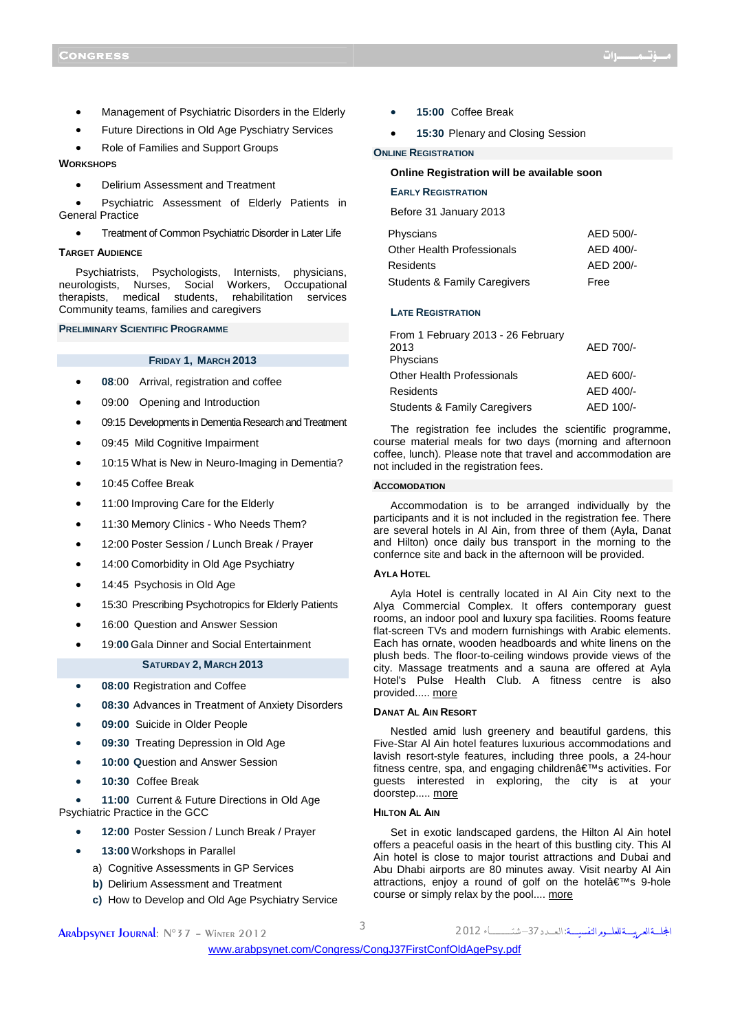- Management of Psychiatric Disorders in the Elderly
- Future Directions in Old Age Pyschiatry Services
- Role of Families and Support Groups

### Workshops

- Delirium Assessment and Treatment
- Psychiatric Assessment of Elderly Patients in General Practice
- Treatment of Common Psychiatric Disorder in Later Life

### Target Audience

Psychiatrists, Psychologists, Internists, physicians, neurologists, Nurses, Social Workers, Occupational therapists, medical students, rehabilitation services Community teams, families and caregivers

### Preliminary Scientific Programme

#### Friday 1, March 2013

- **08**:00 Arrival, registration and coffee
- 09:00 Opening and Introduction
- 09:15 Developments in Dementia Research and Treatment
- 09:45 Mild Cognitive Impairment
- 10:15 What is New in Neuro-Imaging in Dementia?
- 10:45 Coffee Break
- 11:00 Improving Care for the Elderly
- 11:30 Memory Clinics - Who Needs Them?
- 12:00 Poster Session / Lunch Break / Prayer
- 14:00 Comorbidity in Old Age Psychiatry
- 14:45 Psychosis in Old Age
- 15:30 Prescribing Psychotropics for Elderly Patients
- 16:00 Question and Answer Session
- 19:**00** Gala Dinner and Social Entertainment

#### Saturday 2, March 2013

- **08:00** Registration and Coffee
- **08:30** Advances in Treatment of Anxiety Disorders
- **09:00** Suicide in Older People
- **09:30** Treating Depression in Old Age
- **10:00** **Q**uestion and Answer Session
- **10:30** Coffee Break
- **11:00** Current & Future Directions in Old Age Psychiatric Practice in the GCC
- **12:00** Poster Session / Lunch Break / Prayer
- **13:00** Workshops in Parallel

a) Cognitive Assessments in GP Services
**b)** Delirium Assessment and Treatment
**c)** How to Develop and Old Age Psychiatry Service

- **15:00** Coffee Break
- **15:30** Plenary and Closing Session

### Online Registration

**Online Registration will be available soon**

#### Early Registration

Before 31 January 2013

| | |
|---|---|
| Physcians | AED 500/- |
| Other Health Professionals | AED 400/- |
| Residents | AED 200/- |
| Students & Family Caregivers | Free |

#### Late Registration

| | |
|---|---|
| From 1 February 2013 - 26 February 2013 Physcians | AED 700/- |
| Other Health Professionals | AED 600/- |
| Residents | AED 400/- |
| Students & Family Caregivers | AED 100/- |

The registration fee includes the scientific programme, course material meals for two days (morning and afternoon coffee, lunch). Please note that travel and accommodation are not included in the registration fees.

### Accomodation

Accommodation is to be arranged individually by the participants and it is not included in the registration fee. There are several hotels in Al Ain, from three of them (Ayla, Danat and Hilton) once daily bus transport in the morning to the confernce site and back in the afternoon will be provided.

### Ayla Hotel

Ayla Hotel is centrally located in Al Ain City next to the Alya Commercial Complex. It offers contemporary guest rooms, an indoor pool and luxury spa facilities. Rooms feature flat-screen TVs and modern furnishings with Arabic elements. Each has ornate, wooden headboards and white linens on the plush beds. The floor-to-ceiling windows provide views of the city. Massage treatments and a sauna are offered at Ayla Hotel's Pulse Health Club. A fitness centre is also provided..... more

### Danat Al Ain Resort

Nestled amid lush greenery and beautiful gardens, this Five-Star Al Ain hotel features luxurious accommodations and lavish resort-style features, including three pools, a 24-hour fitness centre, spa, and engaging childrenâ€™s activities. For guests interested in exploring, the city is at your doorstep..... more

### Hilton Al Ain

Set in exotic landscaped gardens, the Hilton Al Ain hotel offers a peaceful oasis in the heart of this bustling city. This Al Ain hotel is close to major tourist attractions and Dubai and Abu Dhabi airports are 80 minutes away. Visit nearby Al Ain attractions, enjoy a round of golf on the hotelâ€™s 9-hole course or simply relax by the pool.... more

www.arabpsynet.com/Congress/CongJ37FirstConfOldAgePsy.pdf